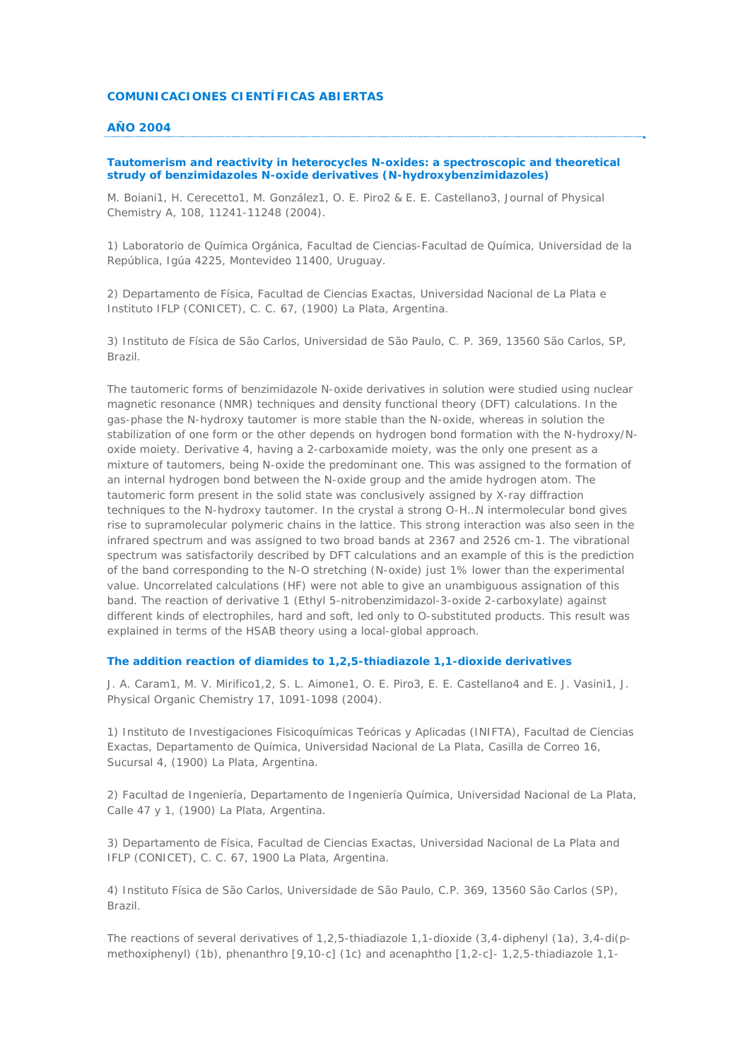# COMUNICACIONES CIENTÍFICAS ABIERTAS

## AÑO 2004

### Tautomerism and reactivity in heterocycles N-oxides: a spectroscopic and theoretical strudy of benzimidazoles N-oxide derivatives (N-hydroxybenzimidazoles)

M. Boiani1, H. Cerecetto1, M. González1, O. E. Piro2 & E. E. Castellano3, Journal of Physical Chemistry A, 108, 11241-11248 (2004).

1) Laboratorio de Química Orgánica, Facultad de Ciencias-Facultad de Química, Universidad de la República, Igúa 4225, Montevideo 11400, Uruguay.

2) Departamento de Física, Facultad de Ciencias Exactas, Universidad Nacional de La Plata e Instituto IFLP (CONICET), C. C. 67, (1900) La Plata, Argentina.

3) Instituto de Física de São Carlos, Universidad de São Paulo, C. P. 369, 13560 São Carlos, SP, Brazil.

The tautomeric forms of benzimidazole N-oxide derivatives in solution were studied using nuclear magnetic resonance (NMR) techniques and density functional theory (DFT) calculations. In the gas-phase the N-hydroxy tautomer is more stable than the N-oxide, whereas in solution the stabilization of one form or the other depends on hydrogen bond formation with the N-hydroxy/N-oxide moiety. Derivative 4, having a 2-carboxamide moiety, was the only one present as a mixture of tautomers, being N-oxide the predominant one. This was assigned to the formation of an internal hydrogen bond between the N-oxide group and the amide hydrogen atom. The tautomeric form present in the solid state was conclusively assigned by X-ray diffraction techniques to the N-hydroxy tautomer. In the crystal a strong O-H..N intermolecular bond gives rise to supramolecular polymeric chains in the lattice. This strong interaction was also seen in the infrared spectrum and was assigned to two broad bands at 2367 and 2526 cm-1. The vibrational spectrum was satisfactorily described by DFT calculations and an example of this is the prediction of the band corresponding to the N-O stretching (N-oxide) just 1% lower than the experimental value. Uncorrelated calculations (HF) were not able to give an unambiguous assignation of this band. The reaction of derivative 1 (Ethyl 5-nitrobenzimidazol-3-oxide 2-carboxylate) against different kinds of electrophiles, hard and soft, led only to O-substituted products. This result was explained in terms of the HSAB theory using a local-global approach.

### The addition reaction of diamides to 1,2,5-thiadiazole 1,1-dioxide derivatives

J. A. Caram1, M. V. Mirifico1,2, S. L. Aimone1, O. E. Piro3, E. E. Castellano4 and E. J. Vasini1, J. Physical Organic Chemistry 17, 1091-1098 (2004).

1) Instituto de Investigaciones Fisicoquímicas Teóricas y Aplicadas (INIFTA), Facultad de Ciencias Exactas, Departamento de Química, Universidad Nacional de La Plata, Casilla de Correo 16, Sucursal 4, (1900) La Plata, Argentina.

2) Facultad de Ingeniería, Departamento de Ingeniería Química, Universidad Nacional de La Plata, Calle 47 y 1, (1900) La Plata, Argentina.

3) Departamento de Física, Facultad de Ciencias Exactas, Universidad Nacional de La Plata and IFLP (CONICET), C. C. 67, 1900 La Plata, Argentina.

4) Instituto Física de São Carlos, Universidade de São Paulo, C.P. 369, 13560 São Carlos (SP), Brazil.

The reactions of several derivatives of 1,2,5-thiadiazole 1,1-dioxide (3,4-diphenyl (1a), 3,4-di(p-methoxiphenyl) (1b), phenanthro [9,10-c] (1c) and acenaphtho [1,2-c]- 1,2,5-thiadiazole 1,1-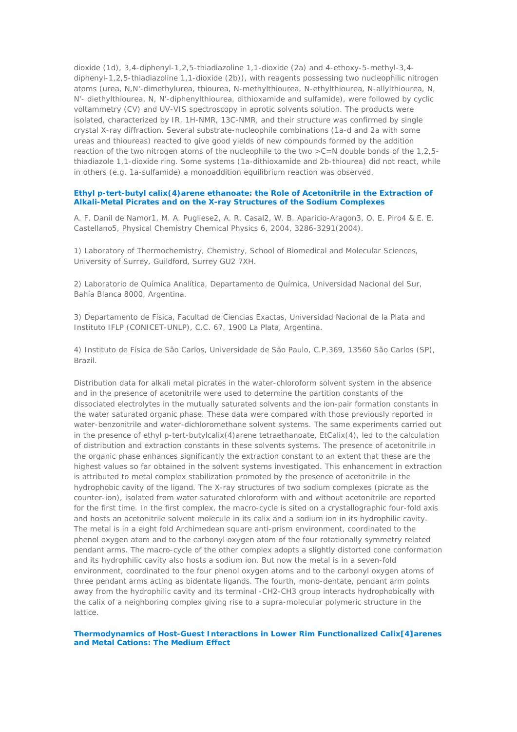dioxide (1d), 3,4-diphenyl-1,2,5-thiadiazoline 1,1-dioxide (2a) and 4-ethoxy-5-methyl-3,4-diphenyl-1,2,5-thiadiazoline 1,1-dioxide (2b)), with reagents possessing two nucleophilic nitrogen atoms (urea, N,N'-dimethylurea, thiourea, N-methylthiourea, N-ethylthiourea, N-allylthiourea, N, N'- diethylthiourea, N, N'-diphenylthiourea, dithioxamide and sulfamide), were followed by cyclic voltammetry (CV) and UV-VIS spectroscopy in aprotic solvents solution. The products were isolated, characterized by IR, 1H-NMR, 13C-NMR, and their structure was confirmed by single crystal X-ray diffraction. Several substrate-nucleophile combinations (1a-d and 2a with some ureas and thioureas) reacted to give good yields of new compounds formed by the addition reaction of the two nitrogen atoms of the nucleophile to the two >C=N double bonds of the 1,2,5-thiadiazole 1,1-dioxide ring. Some systems (1a-dithioxamide and 2b-thiourea) did not react, while in others (e.g. 1a-sulfamide) a monoaddition equilibrium reaction was observed.

### Ethyl p-tert-butyl calix(4)arene ethanoate: the Role of Acetonitrile in the Extraction of Alkali-Metal Picrates and on the X-ray Structures of the Sodium Complexes

A. F. Danil de Namor1, M. A. Pugliese2, A. R. Casal2, W. B. Aparicio-Aragon3, O. E. Piro4 & E. E. Castellano5, Physical Chemistry Chemical Physics 6, 2004, 3286-3291(2004).

1) Laboratory of Thermochemistry, Chemistry, School of Biomedical and Molecular Sciences, University of Surrey, Guildford, Surrey GU2 7XH.

2) Laboratorio de Química Analítica, Departamento de Química, Universidad Nacional del Sur, Bahía Blanca 8000, Argentina.

3) Departamento de Física, Facultad de Ciencias Exactas, Universidad Nacional de la Plata and Instituto IFLP (CONICET-UNLP), C.C. 67, 1900 La Plata, Argentina.

4) Instituto de Física de São Carlos, Universidade de São Paulo, C.P.369, 13560 São Carlos (SP), Brazil.

Distribution data for alkali metal picrates in the water-chloroform solvent system in the absence and in the presence of acetonitrile were used to determine the partition constants of the dissociated electrolytes in the mutually saturated solvents and the ion-pair formation constants in the water saturated organic phase. These data were compared with those previously reported in water-benzonitrile and water-dichloromethane solvent systems. The same experiments carried out in the presence of ethyl p-tert-butylcalix(4)arene tetraethanoate, EtCalix(4), led to the calculation of distribution and extraction constants in these solvents systems. The presence of acetonitrile in the organic phase enhances significantly the extraction constant to an extent that these are the highest values so far obtained in the solvent systems investigated. This enhancement in extraction is attributed to metal complex stabilization promoted by the presence of acetonitrile in the hydrophobic cavity of the ligand. The X-ray structures of two sodium complexes (picrate as the counter-ion), isolated from water saturated chloroform with and without acetonitrile are reported for the first time. In the first complex, the macro-cycle is sited on a crystallographic four-fold axis and hosts an acetonitrile solvent molecule in its calix and a sodium ion in its hydrophilic cavity. The metal is in a eight fold Archimedean square anti-prism environment, coordinated to the phenol oxygen atom and to the carbonyl oxygen atom of the four rotationally symmetry related pendant arms. The macro-cycle of the other complex adopts a slightly distorted cone conformation and its hydrophilic cavity also hosts a sodium ion. But now the metal is in a seven-fold environment, coordinated to the four phenol oxygen atoms and to the carbonyl oxygen atoms of three pendant arms acting as bidentate ligands. The fourth, mono-dentate, pendant arm points away from the hydrophilic cavity and its terminal -CH2-CH3 group interacts hydrophobically with the calix of a neighboring complex giving rise to a supra-molecular polymeric structure in the lattice.

### Thermodynamics of Host-Guest Interactions in Lower Rim Functionalized Calix[4]arenes and Metal Cations: The Medium Effect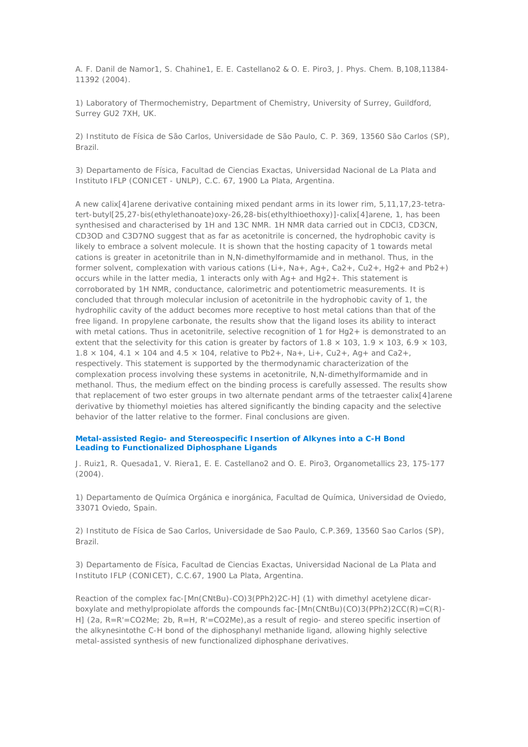A. F. Danil de Namor[1], S. Chahine[1], E. E. Castellano[2] & O. E. Piro[3], J. Phys. Chem. B,108,11384-11392 (2004).

1) Laboratory of Thermochemistry, Department of Chemistry, University of Surrey, Guildford, Surrey GU2 7XH, UK.

2) Instituto de Física de São Carlos, Universidade de São Paulo, C. P. 369, 13560 São Carlos (SP), Brazil.

3) Departamento de Física, Facultad de Ciencias Exactas, Universidad Nacional de La Plata and Instituto IFLP (CONICET - UNLP), C.C. 67, 1900 La Plata, Argentina.

A new calix[4]arene derivative containing mixed pendant arms in its lower rim, 5,11,17,23-tetra-tert-butyl[25,27-bis(ethylethanoate)oxy-26,28-bis(ethylthioethoxy)]-calix[4]arene, 1, has been synthesised and characterised by 1H and 13C NMR. 1H NMR data carried out in $CDCl_3$, $CD_3CN$, $CD_3OD$ and $C_3D_7NO$ suggest that as far as acetonitrile is concerned, the hydrophobic cavity is likely to embrace a solvent molecule. It is shown that the hosting capacity of 1 towards metal cations is greater in acetonitrile than in N,N-dimethylformamide and in methanol. Thus, in the former solvent, complexation with various cations ($Li^+$, $Na^+$, $Ag^+$, $Ca^{2+}$, $Cu^{2+}$, $Hg^{2+}$ and $Pb^{2+}$) occurs while in the latter media, 1 interacts only with $Ag^+$ and $Hg^{2+}$. This statement is corroborated by 1H NMR, conductance, calorimetric and potentiometric measurements. It is concluded that through molecular inclusion of acetonitrile in the hydrophobic cavity of 1, the hydrophilic cavity of the adduct becomes more receptive to host metal cations than that of the free ligand. In propylene carbonate, the results show that the ligand loses its ability to interact with metal cations. Thus in acetonitrile, selective recognition of 1 for $Hg^{2+}$ is demonstrated to an extent that the selectivity for this cation is greater by factors of $1.8 \times 10^3$, $1.9 \times 10^3$, $6.9 \times 10^3$, $1.8 \times 10^4$, $4.1 \times 10^4$ and $4.5 \times 10^4$, relative to $Pb^{2+}$, $Na^+$, $Li^+$, $Cu^{2+}$, $Ag^+$ and $Ca^{2+}$, respectively. This statement is supported by the thermodynamic characterization of the complexation process involving these systems in acetonitrile, N,N-dimethylformamide and in methanol. Thus, the medium effect on the binding process is carefully assessed. The results show that replacement of two ester groups in two alternate pendant arms of the tetraester calix[4]arene derivative by thiomethyl moieties has altered significantly the binding capacity and the selective behavior of the latter relative to the former. Final conclusions are given.

### Metal-assisted Regio- and Stereospecific Insertion of Alkynes into a C-H Bond Leading to Functionalized Diphosphane Ligands

J. Ruiz[1], R. Quesada[1], V. Riera[1], E. E. Castellano[2] and O. E. Piro[3], Organometallics 23, 175-177 (2004).

1) Departamento de Química Orgánica e inorgánica, Facultad de Química, Universidad de Oviedo, 33071 Oviedo, Spain.

2) Instituto de Física de Sao Carlos, Universidade de Sao Paulo, C.P.369, 13560 Sao Carlos (SP), Brazil.

3) Departamento de Física, Facultad de Ciencias Exactas, Universidad Nacional de La Plata and Instituto IFLP (CONICET), C.C.67, 1900 La Plata, Argentina.

Reaction of the complex fac-[Mn(CNtBu)-CO)3(PPh2)2C-H] (1) with dimethyl acetylene dicar-boxylate and methylpropiolate affords the compounds fac-[Mn(CNtBu)(CO)3(PPh2)2CC(R)=C(R)-H] (2a, R=R'=CO2Me; 2b, R=H, R'=CO2Me),as a result of regio- and stereo specific insertion of the alkynesintothe C-H bond of the diphosphanyl methanide ligand, allowing highly selective metal-assisted synthesis of new functionalized diphosphane derivatives.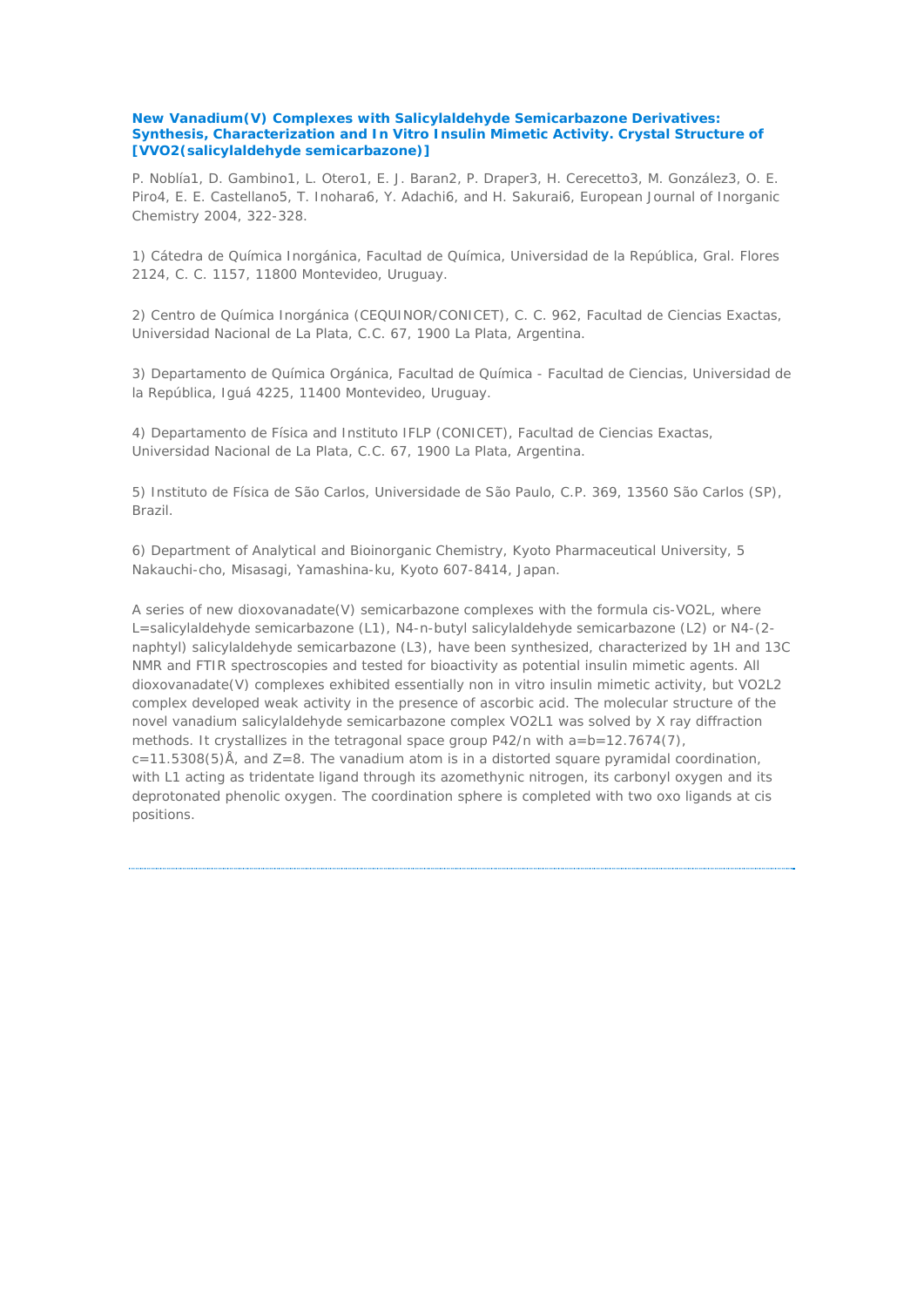### New Vanadium(V) Complexes with Salicylaldehyde Semicarbazone Derivatives: Synthesis, Characterization and In Vitro Insulin Mimetic Activity. Crystal Structure of [$VVO_2$(salicylaldehyde semicarbazone)]

P. Noblía[1], D. Gambino[1], L. Otero[1], E. J. Baran[2], P. Draper[3], H. Cerecetto[3], M. González[3], O. E. Piro[4], E. E. Castellano[5], T. Inohara[6], Y. Adachi[6], and H. Sakurai[6], European Journal of Inorganic Chemistry 2004, 322-328.

1) Cátedra de Química Inorgánica, Facultad de Química, Universidad de la República, Gral. Flores 2124, C. C. 1157, 11800 Montevideo, Uruguay.

2) Centro de Química Inorgánica (CEQUINOR/CONICET), C. C. 962, Facultad de Ciencias Exactas, Universidad Nacional de La Plata, C.C. 67, 1900 La Plata, Argentina.

3) Departamento de Química Orgánica, Facultad de Química - Facultad de Ciencias, Universidad de la República, Iguá 4225, 11400 Montevideo, Uruguay.

4) Departamento de Física and Instituto IFLP (CONICET), Facultad de Ciencias Exactas, Universidad Nacional de La Plata, C.C. 67, 1900 La Plata, Argentina.

5) Instituto de Física de São Carlos, Universidade de São Paulo, C.P. 369, 13560 São Carlos (SP), Brazil.

6) Department of Analytical and Bioinorganic Chemistry, Kyoto Pharmaceutical University, 5 Nakauchi-cho, Misasagi, Yamashina-ku, Kyoto 607-8414, Japan.

A series of new dioxovanadate(V) semicarbazone complexes with the formula cis-$VO_2L$, where L=salicylaldehyde semicarbazone (L1), N4-n-butyl salicylaldehyde semicarbazone (L2) or N4-(2-naphtyl) salicylaldehyde semicarbazone (L3), have been synthesized, characterized by 1H and 13C NMR and FTIR spectroscopies and tested for bioactivity as potential insulin mimetic agents. All dioxovanadate(V) complexes exhibited essentially non in vitro insulin mimetic activity, but $VO_2L2$ complex developed weak activity in the presence of ascorbic acid. The molecular structure of the novel vanadium salicylaldehyde semicarbazone complex $VO_2L1$ was solved by X ray diffraction methods. It crystallizes in the tetragonal space group $P4_2/n$ with a=b=12.7674(7), c=11.5308(5)Å, and Z=8. The vanadium atom is in a distorted square pyramidal coordination, with L1 acting as tridentate ligand through its azomethynic nitrogen, its carbonyl oxygen and its deprotonated phenolic oxygen. The coordination sphere is completed with two oxo ligands at cis positions.